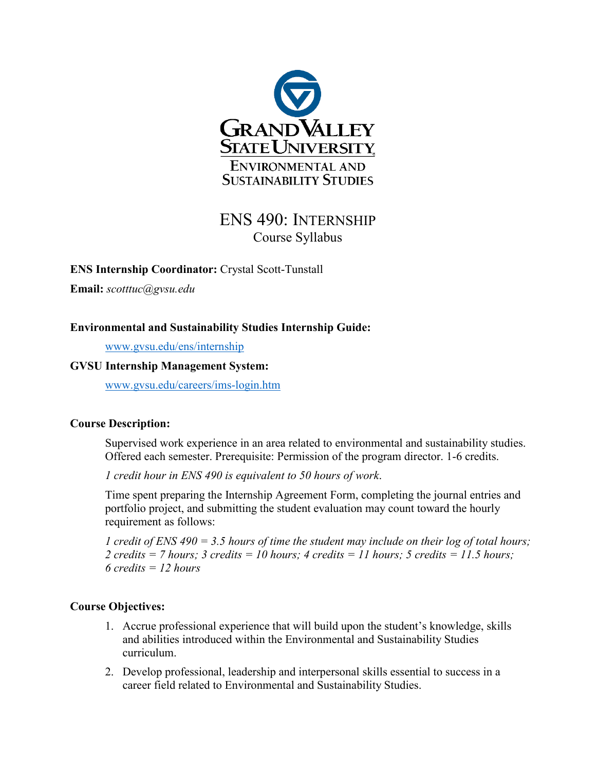Grand Valley State University
Environmental and Sustainability Studies

# ENS 490: Internship

## Course Syllabus

**ENS Internship Coordinator:** Crystal Scott-Tunstall

**Email:** *scotttuc@gvsu.edu*

**Environmental and Sustainability Studies Internship Guide:**

[www.gvsu.edu/ens/internship](www.gvsu.edu/ens/internship)

**GVSU Internship Management System:**

[www.gvsu.edu/careers/ims-login.htm](www.gvsu.edu/careers/ims-login.htm)

**Course Description:**

Supervised work experience in an area related to environmental and sustainability studies. Offered each semester. Prerequisite: Permission of the program director. 1-6 credits.

*1 credit hour in ENS 490 is equivalent to 50 hours of work*.

Time spent preparing the Internship Agreement Form, completing the journal entries and portfolio project, and submitting the student evaluation may count toward the hourly requirement as follows:

*1 credit of ENS 490 = 3.5 hours of time the student may include on their log of total hours; 2 credits = 7 hours; 3 credits = 10 hours; 4 credits = 11 hours; 5 credits = 11.5 hours; 6 credits = 12 hours*

**Course Objectives:**

1. Accrue professional experience that will build upon the student's knowledge, skills and abilities introduced within the Environmental and Sustainability Studies curriculum.
2. Develop professional, leadership and interpersonal skills essential to success in a career field related to Environmental and Sustainability Studies.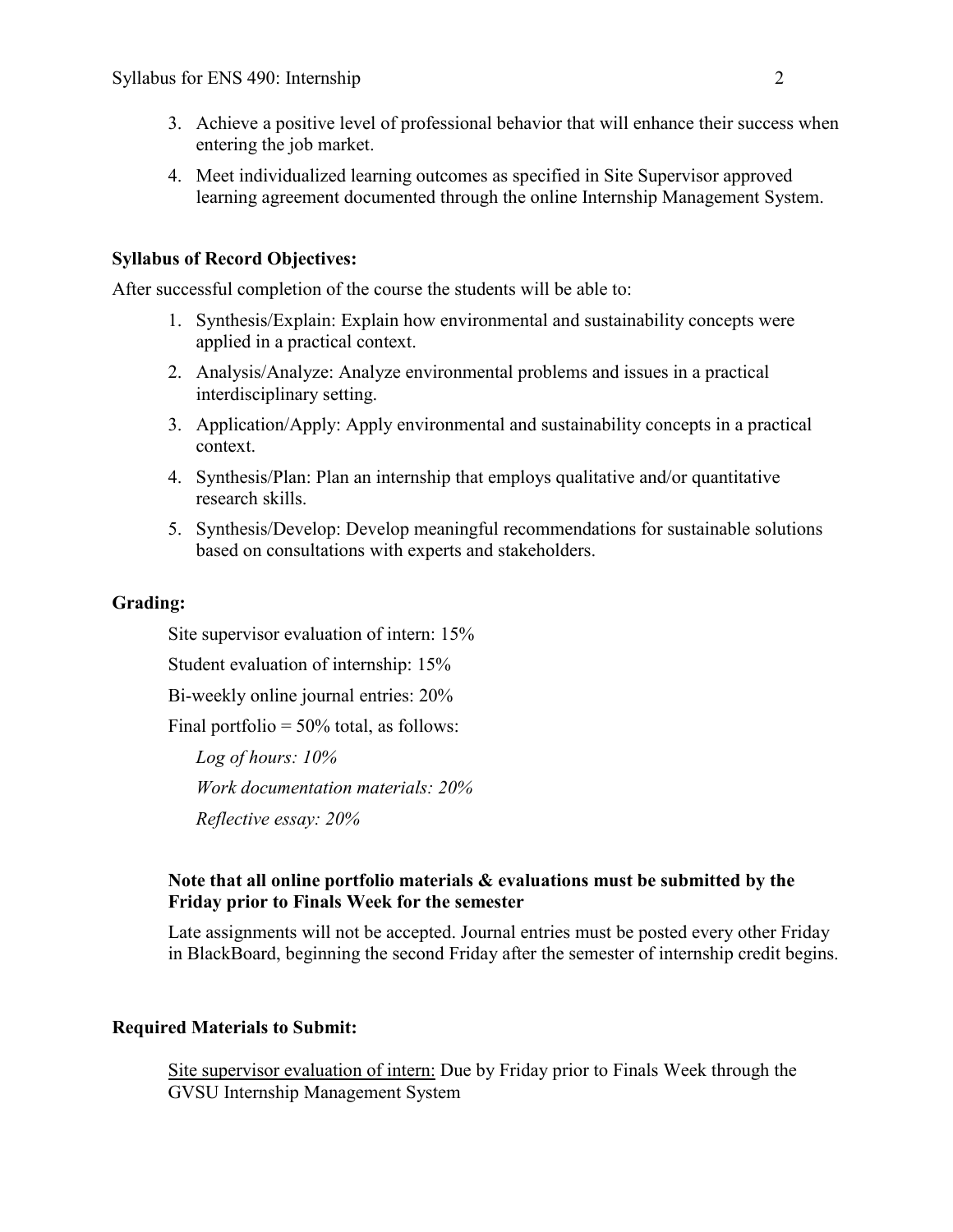3. Achieve a positive level of professional behavior that will enhance their success when entering the job market.
4. Meet individualized learning outcomes as specified in Site Supervisor approved learning agreement documented through the online Internship Management System.

**Syllabus of Record Objectives:**

After successful completion of the course the students will be able to:

1. Synthesis/Explain: Explain how environmental and sustainability concepts were applied in a practical context.
2. Analysis/Analyze: Analyze environmental problems and issues in a practical interdisciplinary setting.
3. Application/Apply: Apply environmental and sustainability concepts in a practical context.
4. Synthesis/Plan: Plan an internship that employs qualitative and/or quantitative research skills.
5. Synthesis/Develop: Develop meaningful recommendations for sustainable solutions based on consultations with experts and stakeholders.

**Grading:**

Site supervisor evaluation of intern: 15%

Student evaluation of internship: 15%

Bi-weekly online journal entries: 20%

Final portfolio = 50% total, as follows:

*Log of hours: 10%*

*Work documentation materials: 20%*

*Reflective essay: 20%*

**Note that all online portfolio materials & evaluations must be submitted by the Friday prior to Finals Week for the semester**

Late assignments will not be accepted. Journal entries must be posted every other Friday in BlackBoard, beginning the second Friday after the semester of internship credit begins.

**Required Materials to Submit:**

Site supervisor evaluation of intern: Due by Friday prior to Finals Week through the GVSU Internship Management System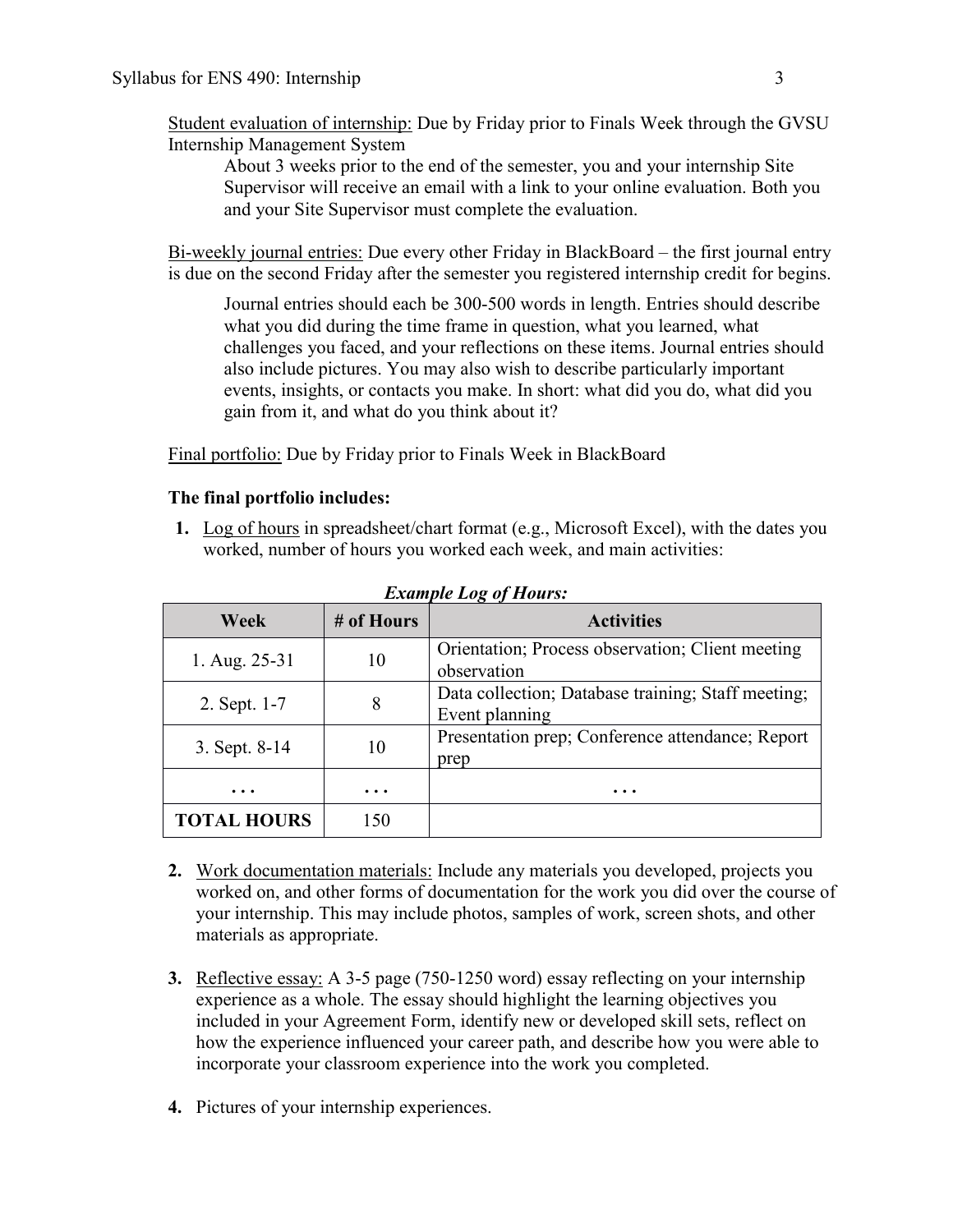<u>Student evaluation of internship:</u> Due by Friday prior to Finals Week through the GVSU Internship Management System

> About 3 weeks prior to the end of the semester, you and your internship Site Supervisor will receive an email with a link to your online evaluation. Both you and your Site Supervisor must complete the evaluation.

<u>Bi-weekly journal entries:</u> Due every other Friday in BlackBoard – the first journal entry is due on the second Friday after the semester you registered internship credit for begins.

> Journal entries should each be 300-500 words in length. Entries should describe what you did during the time frame in question, what you learned, what challenges you faced, and your reflections on these items. Journal entries should also include pictures. You may also wish to describe particularly important events, insights, or contacts you make. In short: what did you do, what did you gain from it, and what do you think about it?

<u>Final portfolio:</u> Due by Friday prior to Finals Week in BlackBoard

**The final portfolio includes:**

1. <u>Log of hours</u> in spreadsheet/chart format (e.g., Microsoft Excel), with the dates you worked, number of hours you worked each week, and main activities:

***Example Log of Hours:***

| Week | # of Hours | Activities |
|---|---|---|
| 1. Aug. 25-31 | 10 | Orientation; Process observation; Client meeting observation |
| 2. Sept. 1-7 | 8 | Data collection; Database training; Staff meeting; Event planning |
| 3. Sept. 8-14 | 10 | Presentation prep; Conference attendance; Report prep |
| … | … | … |
| **TOTAL HOURS** | 150 | |

2. <u>Work documentation materials:</u> Include any materials you developed, projects you worked on, and other forms of documentation for the work you did over the course of your internship. This may include photos, samples of work, screen shots, and other materials as appropriate.

3. <u>Reflective essay:</u> A 3-5 page (750-1250 word) essay reflecting on your internship experience as a whole. The essay should highlight the learning objectives you included in your Agreement Form, identify new or developed skill sets, reflect on how the experience influenced your career path, and describe how you were able to incorporate your classroom experience into the work you completed.

4. Pictures of your internship experiences.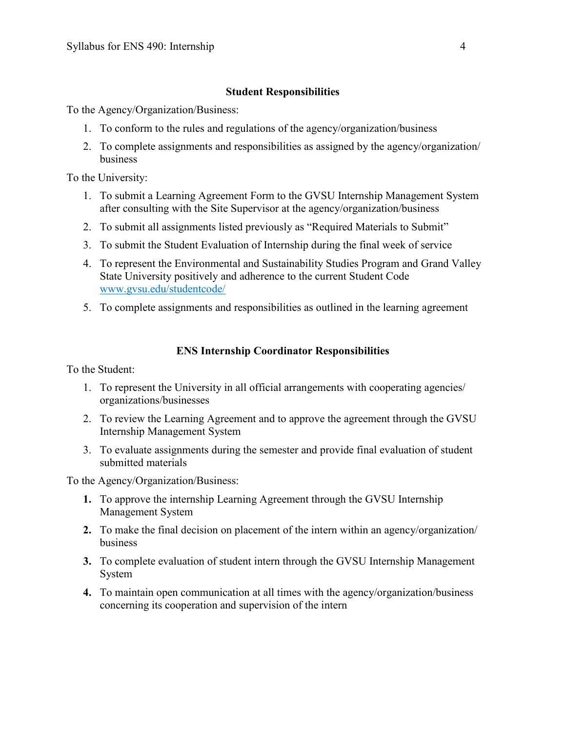## Student Responsibilities

To the Agency/Organization/Business:

1. To conform to the rules and regulations of the agency/organization/business
2. To complete assignments and responsibilities as assigned by the agency/organization/ business

To the University:

1. To submit a Learning Agreement Form to the GVSU Internship Management System after consulting with the Site Supervisor at the agency/organization/business
2. To submit all assignments listed previously as "Required Materials to Submit"
3. To submit the Student Evaluation of Internship during the final week of service
4. To represent the Environmental and Sustainability Studies Program and Grand Valley State University positively and adherence to the current Student Code [www.gvsu.edu/studentcode/](http://www.gvsu.edu/studentcode/)
5. To complete assignments and responsibilities as outlined in the learning agreement

## ENS Internship Coordinator Responsibilities

To the Student:

1. To represent the University in all official arrangements with cooperating agencies/ organizations/businesses
2. To review the Learning Agreement and to approve the agreement through the GVSU Internship Management System
3. To evaluate assignments during the semester and provide final evaluation of student submitted materials

To the Agency/Organization/Business:

1. To approve the internship Learning Agreement through the GVSU Internship Management System
2. To make the final decision on placement of the intern within an agency/organization/ business
3. To complete evaluation of student intern through the GVSU Internship Management System
4. To maintain open communication at all times with the agency/organization/business concerning its cooperation and supervision of the intern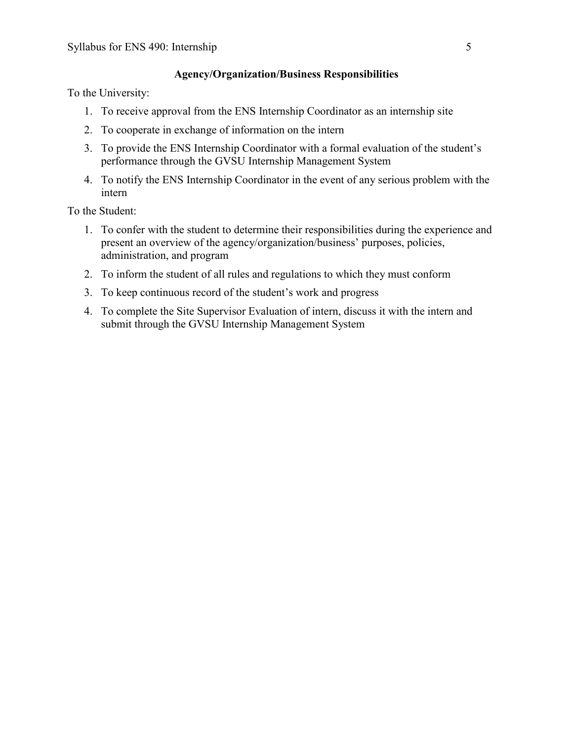## Agency/Organization/Business Responsibilities

To the University:

1. To receive approval from the ENS Internship Coordinator as an internship site
2. To cooperate in exchange of information on the intern
3. To provide the ENS Internship Coordinator with a formal evaluation of the student's performance through the GVSU Internship Management System
4. To notify the ENS Internship Coordinator in the event of any serious problem with the intern

To the Student:

1. To confer with the student to determine their responsibilities during the experience and present an overview of the agency/organization/business' purposes, policies, administration, and program
2. To inform the student of all rules and regulations to which they must conform
3. To keep continuous record of the student's work and progress
4. To complete the Site Supervisor Evaluation of intern, discuss it with the intern and submit through the GVSU Internship Management System